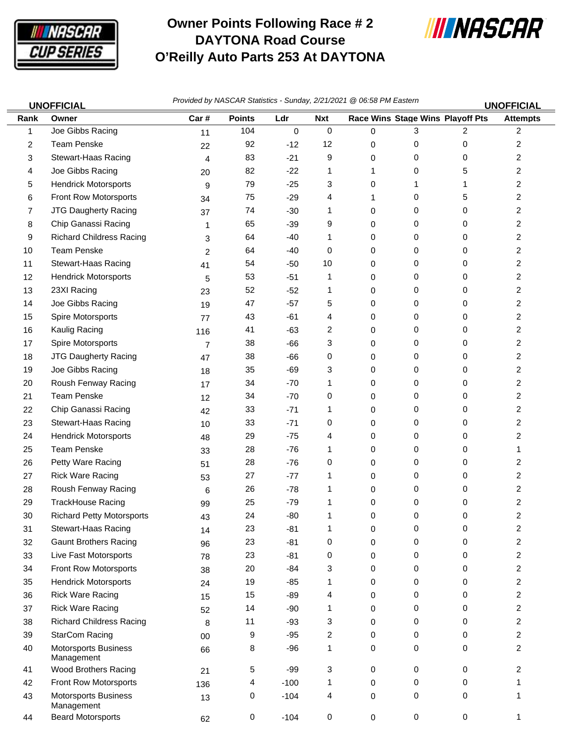# Owner Points Following Race # 2
# DAYTONA Road Course
# O'Reilly Auto Parts 253 At DAYTONA

**UNOFFICIAL** *Provided by NASCAR Statistics - Sunday, 2/21/2021 @ 06:58 PM Eastern* **UNOFFICIAL**

| Rank | Owner | Car # | Points | Ldr | Nxt | Race Wins | Stage Wins | Playoff Pts | Attempts |
|---|---|---|---|---|---|---|---|---|---|
| 1 | Joe Gibbs Racing | 11 | 104 | 0 | 0 | 0 | 3 | 2 | 2 |
| 2 | Team Penske | 22 | 92 | -12 | 12 | 0 | 0 | 0 | 2 |
| 3 | Stewart-Haas Racing | 4 | 83 | -21 | 9 | 0 | 0 | 0 | 2 |
| 4 | Joe Gibbs Racing | 20 | 82 | -22 | 1 | 1 | 0 | 5 | 2 |
| 5 | Hendrick Motorsports | 9 | 79 | -25 | 3 | 0 | 1 | 1 | 2 |
| 6 | Front Row Motorsports | 34 | 75 | -29 | 4 | 1 | 0 | 5 | 2 |
| 7 | JTG Daugherty Racing | 37 | 74 | -30 | 1 | 0 | 0 | 0 | 2 |
| 8 | Chip Ganassi Racing | 1 | 65 | -39 | 9 | 0 | 0 | 0 | 2 |
| 9 | Richard Childress Racing | 3 | 64 | -40 | 1 | 0 | 0 | 0 | 2 |
| 10 | Team Penske | 2 | 64 | -40 | 0 | 0 | 0 | 0 | 2 |
| 11 | Stewart-Haas Racing | 41 | 54 | -50 | 10 | 0 | 0 | 0 | 2 |
| 12 | Hendrick Motorsports | 5 | 53 | -51 | 1 | 0 | 0 | 0 | 2 |
| 13 | 23XI Racing | 23 | 52 | -52 | 1 | 0 | 0 | 0 | 2 |
| 14 | Joe Gibbs Racing | 19 | 47 | -57 | 5 | 0 | 0 | 0 | 2 |
| 15 | Spire Motorsports | 77 | 43 | -61 | 4 | 0 | 0 | 0 | 2 |
| 16 | Kaulig Racing | 116 | 41 | -63 | 2 | 0 | 0 | 0 | 2 |
| 17 | Spire Motorsports | 7 | 38 | -66 | 3 | 0 | 0 | 0 | 2 |
| 18 | JTG Daugherty Racing | 47 | 38 | -66 | 0 | 0 | 0 | 0 | 2 |
| 19 | Joe Gibbs Racing | 18 | 35 | -69 | 3 | 0 | 0 | 0 | 2 |
| 20 | Roush Fenway Racing | 17 | 34 | -70 | 1 | 0 | 0 | 0 | 2 |
| 21 | Team Penske | 12 | 34 | -70 | 0 | 0 | 0 | 0 | 2 |
| 22 | Chip Ganassi Racing | 42 | 33 | -71 | 1 | 0 | 0 | 0 | 2 |
| 23 | Stewart-Haas Racing | 10 | 33 | -71 | 0 | 0 | 0 | 0 | 2 |
| 24 | Hendrick Motorsports | 48 | 29 | -75 | 4 | 0 | 0 | 0 | 2 |
| 25 | Team Penske | 33 | 28 | -76 | 1 | 0 | 0 | 0 | 1 |
| 26 | Petty Ware Racing | 51 | 28 | -76 | 0 | 0 | 0 | 0 | 2 |
| 27 | Rick Ware Racing | 53 | 27 | -77 | 1 | 0 | 0 | 0 | 2 |
| 28 | Roush Fenway Racing | 6 | 26 | -78 | 1 | 0 | 0 | 0 | 2 |
| 29 | TrackHouse Racing | 99 | 25 | -79 | 1 | 0 | 0 | 0 | 2 |
| 30 | Richard Petty Motorsports | 43 | 24 | -80 | 1 | 0 | 0 | 0 | 2 |
| 31 | Stewart-Haas Racing | 14 | 23 | -81 | 1 | 0 | 0 | 0 | 2 |
| 32 | Gaunt Brothers Racing | 96 | 23 | -81 | 0 | 0 | 0 | 0 | 2 |
| 33 | Live Fast Motorsports | 78 | 23 | -81 | 0 | 0 | 0 | 0 | 2 |
| 34 | Front Row Motorsports | 38 | 20 | -84 | 3 | 0 | 0 | 0 | 2 |
| 35 | Hendrick Motorsports | 24 | 19 | -85 | 1 | 0 | 0 | 0 | 2 |
| 36 | Rick Ware Racing | 15 | 15 | -89 | 4 | 0 | 0 | 0 | 2 |
| 37 | Rick Ware Racing | 52 | 14 | -90 | 1 | 0 | 0 | 0 | 2 |
| 38 | Richard Childress Racing | 8 | 11 | -93 | 3 | 0 | 0 | 0 | 2 |
| 39 | StarCom Racing | 00 | 9 | -95 | 2 | 0 | 0 | 0 | 2 |
| 40 | Motorsports Business Management | 66 | 8 | -96 | 1 | 0 | 0 | 0 | 2 |
| 41 | Wood Brothers Racing | 21 | 5 | -99 | 3 | 0 | 0 | 0 | 2 |
| 42 | Front Row Motorsports | 136 | 4 | -100 | 1 | 0 | 0 | 0 | 1 |
| 43 | Motorsports Business Management | 13 | 0 | -104 | 4 | 0 | 0 | 0 | 1 |
| 44 | Beard Motorsports | 62 | 0 | -104 | 0 | 0 | 0 | 0 | 1 |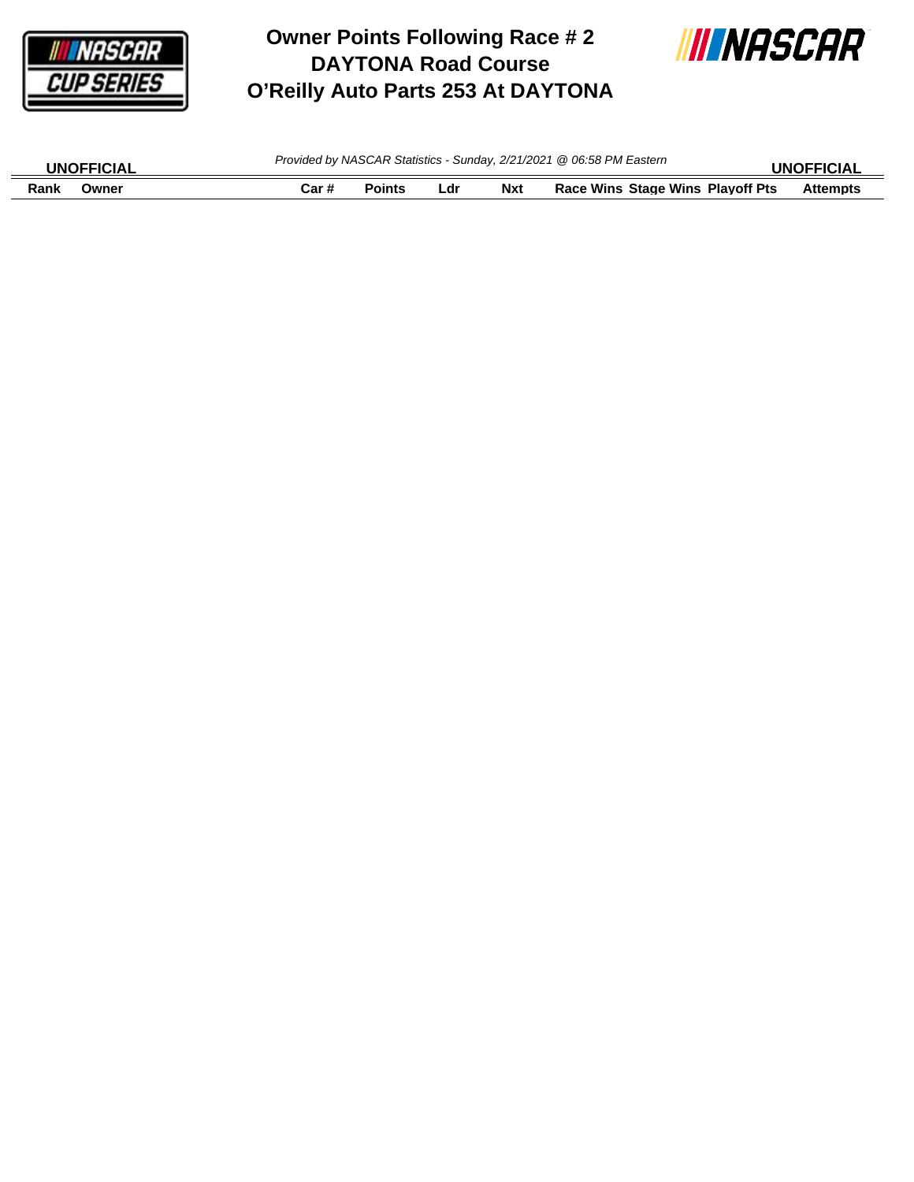# Owner Points Following Race # 2
## DAYTONA Road Course
## O'Reilly Auto Parts 253 At DAYTONA

**UNOFFICIAL** *Provided by NASCAR Statistics - Sunday, 2/21/2021 @ 06:58 PM Eastern* **UNOFFICIAL**

| Rank | Owner | Car # | Points | Ldr | Nxt | Race Wins | Stage Wins | Playoff Pts | Attempts |
|---|---|---|---|---|---|---|---|---|---|